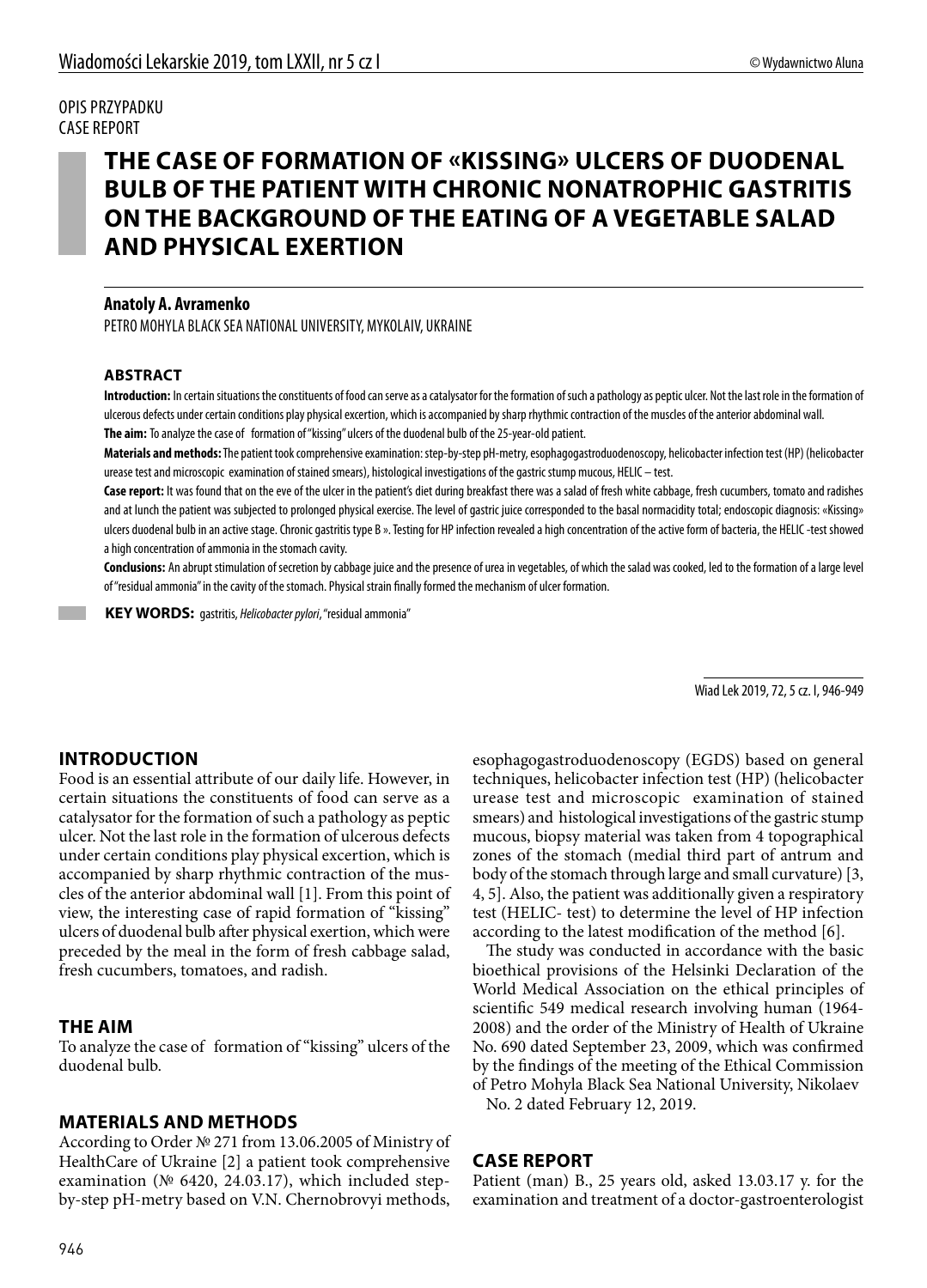OPIS PRZYPADKU
CASE REPORT

# THE CASE OF FORMATION OF «KISSING» ULCERS OF DUODENAL BULB OF THE PATIENT WITH CHRONIC NONATROPHIC GASTRITIS ON THE BACKGROUND OF THE EATING OF A VEGETABLE SALAD AND PHYSICAL EXERTION

**Anatoly A. Avramenko**

PETRO MOHYLA BLACK SEA NATIONAL UNIVERSITY, MYKOLAIV, UKRAINE

### ABSTRACT

**Introduction:** In certain situations the constituents of food can serve as a catalysator for the formation of such a pathology as peptic ulcer. Not the last role in the formation of ulcerous defects under certain conditions play physical excertion, which is accompanied by sharp rhythmic contraction of the muscles of the anterior abdominal wall.

**The aim:** To analyze the case of formation of "kissing" ulcers of the duodenal bulb of the 25-year-old patient.

**Materials and methods:** The patient took comprehensive examination: step-by-step pH-metry, esophagogastroduodenoscopy, helicobacter infection test (HP) (helicobacter urease test and microscopic examination of stained smears), histological investigations of the gastric stump mucous, HELIC – test.

**Case report:** It was found that on the eve of the ulcer in the patient's diet during breakfast there was a salad of fresh white cabbage, fresh cucumbers, tomato and radishes and at lunch the patient was subjected to prolonged physical exercise. The level of gastric juice corresponded to the basal normacidity total; endoscopic diagnosis: «Kissing» ulcers duodenal bulb in an active stage. Chronic gastritis type B ». Testing for HP infection revealed a high concentration of the active form of bacteria, the HELIC-test showed a high concentration of ammonia in the stomach cavity.

**Conclusions:** An abrupt stimulation of secretion by cabbage juice and the presence of urea in vegetables, of which the salad was cooked, led to the formation of a large level of "residual ammonia" in the cavity of the stomach. Physical strain finally formed the mechanism of ulcer formation.

**KEY WORDS:** gastritis, *Helicobacter pylori*, "residual ammonia"

Wiad Lek 2019, 72, 5 cz. I, 946-949

## INTRODUCTION

Food is an essential attribute of our daily life. However, in certain situations the constituents of food can serve as a catalysator for the formation of such a pathology as peptic ulcer. Not the last role in the formation of ulcerous defects under certain conditions play physical excertion, which is accompanied by sharp rhythmic contraction of the muscles of the anterior abdominal wall [1]. From this point of view, the interesting case of rapid formation of "kissing" ulcers of duodenal bulb after physical exertion, which were preceded by the meal in the form of fresh cabbage salad, fresh cucumbers, tomatoes, and radish.

## THE AIM

To analyze the case of formation of "kissing" ulcers of the duodenal bulb.

## MATERIALS AND METHODS

According to Order № 271 from 13.06.2005 of Ministry of HealthCare of Ukraine [2] a patient took comprehensive examination (№ 6420, 24.03.17), which included step-by-step pH-metry based on V.N. Chernobrovyi methods, esophagogastroduodenoscopy (EGDS) based on general techniques, helicobacter infection test (HP) (helicobacter urease test and microscopic examination of stained smears) and histological investigations of the gastric stump mucous, biopsy material was taken from 4 topographical zones of the stomach (medial third part of antrum and body of the stomach through large and small curvature) [3, 4, 5]. Also, the patient was additionally given a respiratory test (HELIC- test) to determine the level of HP infection according to the latest modification of the method [6].

The study was conducted in accordance with the basic bioethical provisions of the Helsinki Declaration of the World Medical Association on the ethical principles of scientific 549 medical research involving human (1964-2008) and the order of the Ministry of Health of Ukraine No. 690 dated September 23, 2009, which was confirmed by the findings of the meeting of the Ethical Commission of Petro Mohyla Black Sea National University, Nikolaev No. 2 dated February 12, 2019.

## CASE REPORT

Patient (man) B., 25 years old, asked 13.03.17 y. for the examination and treatment of a doctor-gastroenterologist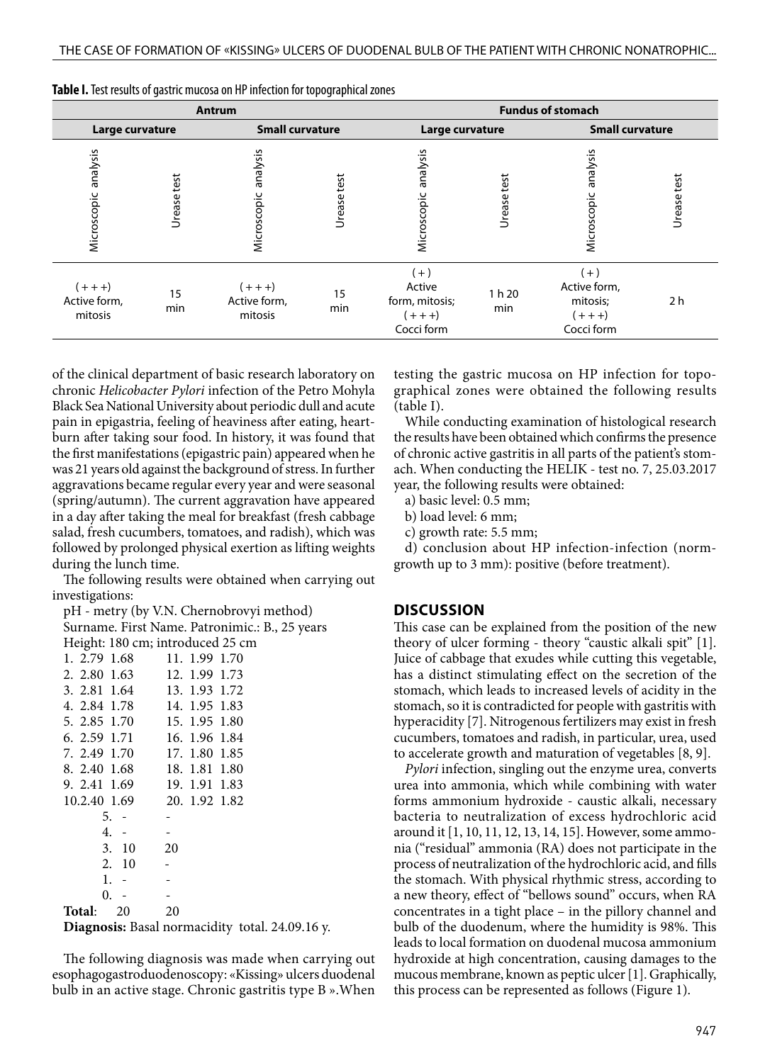**Table I.** Test results of gastric mucosa on HP infection for topographical zones

| Antrum | | | | Fundus of stomach | | | |
|---|---|---|---|---|---|---|---|
| Large curvature | | Small curvature | | Large curvature | | Small curvature | |
| Microscopic analysis | Urease test | Microscopic analysis | Urease test | Microscopic analysis | Urease test | Microscopic analysis | Urease test |
| ( + + +) Active form, mitosis | 15 min | ( + + +) Active form, mitosis | 15 min | ( + ) Active form, mitosis; ( + + +) Cocci form | 1 h 20 min | ( + ) Active form, mitosis; ( + + +) Cocci form | 2 h |

of the clinical department of basic research laboratory on chronic *Helicobacter Pylori* infection of the Petro Mohyla Black Sea National University about periodic dull and acute pain in epigastria, feeling of heaviness after eating, heartburn after taking sour food. In history, it was found that the first manifestations (epigastric pain) appeared when he was 21 years old against the background of stress. In further aggravations became regular every year and were seasonal (spring/autumn). The current aggravation have appeared in a day after taking the meal for breakfast (fresh cabbage salad, fresh cucumbers, tomatoes, and radish), which was followed by prolonged physical exertion as lifting weights during the lunch time.

The following results were obtained when carrying out investigations:

pH - metry (by V.N. Chernobrovyi method)
Surname. First Name. Patronimic.: B., 25 years
Height: 180 cm; introduced 25 cm

| | | | | | |
|---|---|---|---|---|---|
| 1. | 2.79 | 1.68 | 11. | 1.99 | 1.70 |
| 2. | 2.80 | 1.63 | 12. | 1.99 | 1.73 |
| 3. | 2.81 | 1.64 | 13. | 1.93 | 1.72 |
| 4. | 2.84 | 1.78 | 14. | 1.95 | 1.83 |
| 5. | 2.85 | 1.70 | 15. | 1.95 | 1.80 |
| 6. | 2.59 | 1.71 | 16. | 1.96 | 1.84 |
| 7. | 2.49 | 1.70 | 17. | 1.80 | 1.85 |
| 8. | 2.40 | 1.68 | 18. | 1.81 | 1.80 |
| 9. | 2.41 | 1.69 | 19. | 1.91 | 1.83 |
| 10. | 2.40 | 1.69 | 20. | 1.92 | 1.82 |

| | | |
|---|---|---|
| 5. | - | - |
| 4. | - | - |
| 3. | 10 | 20 |
| 2. | 10 | - |
| 1. | - | - |
| 0. | - | - |
| **Total**: | 20 | 20 |

**Diagnosis:** Basal normacidity total. 24.09.16 y.

The following diagnosis was made when carrying out esophagogastroduodenoscopy: «Kissing» ulcers duodenal bulb in an active stage. Chronic gastritis type B ».When testing the gastric mucosa on HP infection for topographical zones were obtained the following results (table I).

While conducting examination of histological research the results have been obtained which confirms the presence of chronic active gastritis in all parts of the patient's stomach. When conducting the HELIK - test no. 7, 25.03.2017 year, the following results were obtained:

a) basic level: 0.5 mm;

b) load level: 6 mm;

c) growth rate: 5.5 mm;

d) conclusion about HP infection-infection (norm-growth up to 3 mm): positive (before treatment).

## DISCUSSION

This case can be explained from the position of the new theory of ulcer forming - theory "caustic alkali spit" [1]. Juice of cabbage that exudes while cutting this vegetable, has a distinct stimulating effect on the secretion of the stomach, which leads to increased levels of acidity in the stomach, so it is contradicted for people with gastritis with hyperacidity [7]. Nitrogenous fertilizers may exist in fresh cucumbers, tomatoes and radish, in particular, urea, used to accelerate growth and maturation of vegetables [8, 9].

*Pylori* infection, singling out the enzyme urea, converts urea into ammonia, which while combining with water forms ammonium hydroxide - caustic alkali, necessary bacteria to neutralization of excess hydrochloric acid around it [1, 10, 11, 12, 13, 14, 15]. However, some ammonia ("residual" ammonia (RA) does not participate in the process of neutralization of the hydrochloric acid, and fills the stomach. With physical rhythmic stress, according to a new theory, effect of "bellows sound" occurs, when RA concentrates in a tight place – in the pillory channel and bulb of the duodenum, where the humidity is 98%. This leads to local formation on duodenal mucosa ammonium hydroxide at high concentration, causing damages to the mucous membrane, known as peptic ulcer [1]. Graphically, this process can be represented as follows (Figure 1).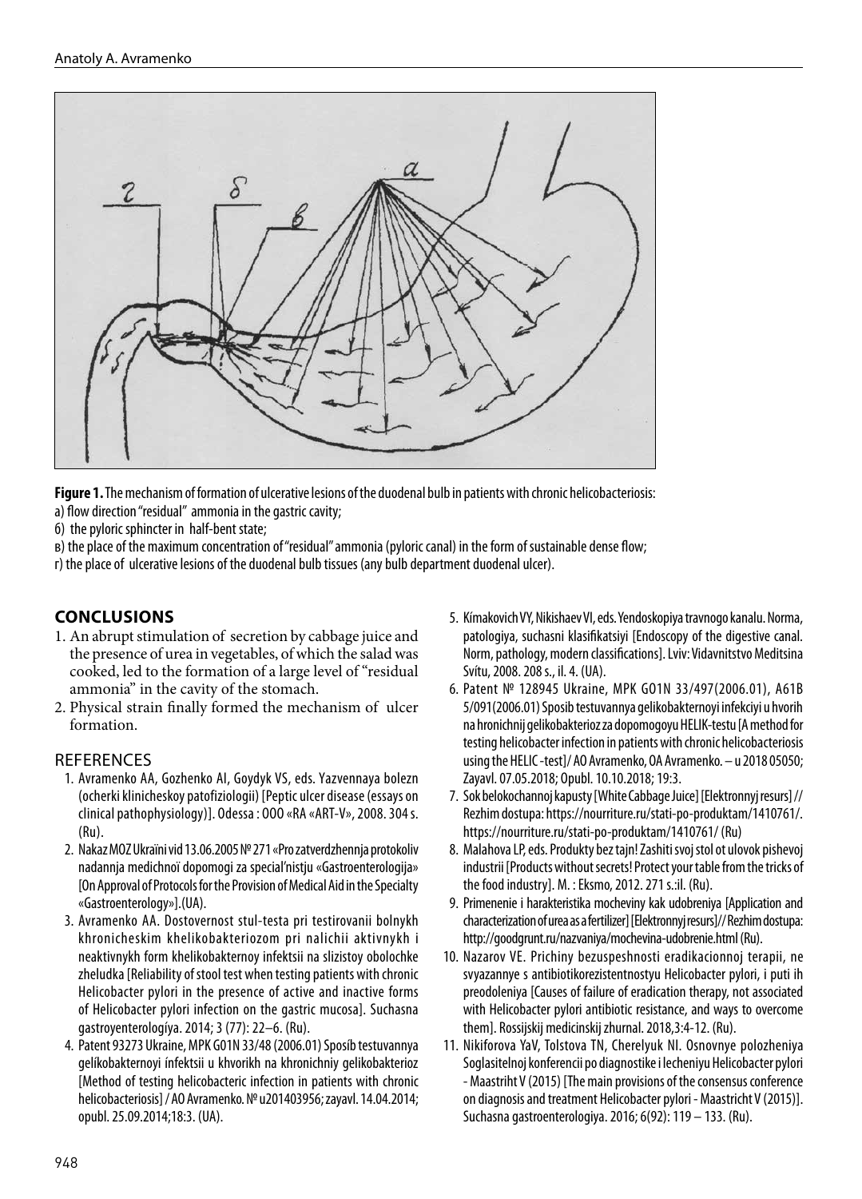**Figure 1.** The mechanism of formation of ulcerative lesions of the duodenal bulb in patients with chronic helicobacteriosis:
а) flow direction "residual" ammonia in the gastric cavity;
б) the pyloric sphincter in half-bent state;
в) the place of the maximum concentration of "residual" ammonia (pyloric canal) in the form of sustainable dense flow;
г) the place of ulcerative lesions of the duodenal bulb tissues (any bulb department duodenal ulcer).

## CONCLUSIONS

1. An abrupt stimulation of secretion by cabbage juice and the presence of urea in vegetables, of which the salad was cooked, led to the formation of a large level of "residual ammonia" in the cavity of the stomach.
2. Physical strain finally formed the mechanism of ulcer formation.

## REFERENCES

1. Avramenko AA, Gozhenko AI, Goydyk VS, eds. Yazvennaya bolezn (ocherki klinicheskoy patofiziologii) [Peptic ulcer disease (essays on clinical pathophysiology)]. Odessa : OOO «RA «ART-V», 2008. 304 s. (Ru).
2. Nakaz MOZ Ukraïni vid 13.06.2005 № 271 «Pro zatverdzhennja protokoliv nadannja medichnoï dopomogi za special'nistju «Gastroenterologija» [On Approval of Protocols for the Provision of Medical Aid in the Specialty «Gastroenterology»].(UA).
3. Avramenko AA. Dostovernost stul-testa pri testirovanii bolnykh khronicheskim khelikobakteriozom pri nalichii aktivnykh i neaktivnykh form khelikobakternoy infektsii na slizistoy obolochke zheludka [Reliability of stool test when testing patients with chronic Helicobacter pylori in the presence of active and inactive forms of Helicobacter pylori infection on the gastric mucosa]. Suchasna gastroyenterologíya. 2014; 3 (77): 22–6. (Ru).
4. Patent 93273 Ukraine, MPK G01N 33/48 (2006.01) Sposíb testuvannya gelíkobakternoyi ínfektsii u khvorikh na khronichniy gelikobakterioz [Method of testing helicobacteric infection in patients with chronic helicobacteriosis] / AO Avramenko. № u201403956; zayavl. 14.04.2014; opubl. 25.09.2014;18:3. (UA).
5. Kímakovich VY, Nikishaev VI, eds. Yendoskopiya travnogo kanalu. Norma, patologiya, suchasni klasifikatsiyi [Endoscopy of the digestive canal. Norm, pathology, modern classifications]. Lviv: Vidavnitstvo Meditsina Svítu, 2008. 208 s., il. 4. (UA).
6. Patent № 128945 Ukraine, MPK G01N 33/497(2006.01), A61B 5/091(2006.01) Sposib testuvannya gelikobakternoyi infekciyi u hvorih na hronichnij gelikobakterioz za dopomogoyu HELIK-testu [A method for testing helicobacter infection in patients with chronic helicobacteriosis using the HELIC -test]/ AO Avramenko, OA Avramenko. – u 2018 05050; Zayavl. 07.05.2018; Opubl. 10.10.2018; 19:3.
7. Sok belokochannoj kapusty [White Cabbage Juice] [Elektronnyj resurs] // Rezhim dostupa: https://nourriture.ru/stati-po-produktam/1410761/. https://nourriture.ru/stati-po-produktam/1410761/ (Ru)
8. Malahova LP, eds. Produkty bez tajn! Zashiti svoj stol ot ulovok pishevoj industrii [Products without secrets! Protect your table from the tricks of the food industry]. M. : Eksmo, 2012. 271 s.:il. (Ru).
9. Primenenie i harakteristika mocheviny kak udobreniya [Application and characterization of urea as a fertilizer] [Elektronnyj resurs]// Rezhim dostupa: http://goodgrunt.ru/nazvaniya/mochevina-udobrenie.html (Ru).
10. Nazarov VE. Prichiny bezuspeshnosti eradikacionnoj terapii, ne svyazannye s antibiotikorezistentnostyu Helicobacter pylori, i puti ih preodoleniya [Causes of failure of eradication therapy, not associated with Helicobacter pylori antibiotic resistance, and ways to overcome them]. Rossijskij medicinskij zhurnal. 2018,3:4-12. (Ru).
11. Nikiforova YaV, Tolstova TN, Cherelyuk NI. Osnovnye polozheniya Soglasitelnoj konferencii po diagnostike i lecheniyu Helicobacter pylori - Maastriht V (2015) [The main provisions of the consensus conference on diagnosis and treatment Helicobacter pylori - Maastricht V (2015)]. Suchasna gastroenterologiya. 2016; 6(92): 119 – 133. (Ru).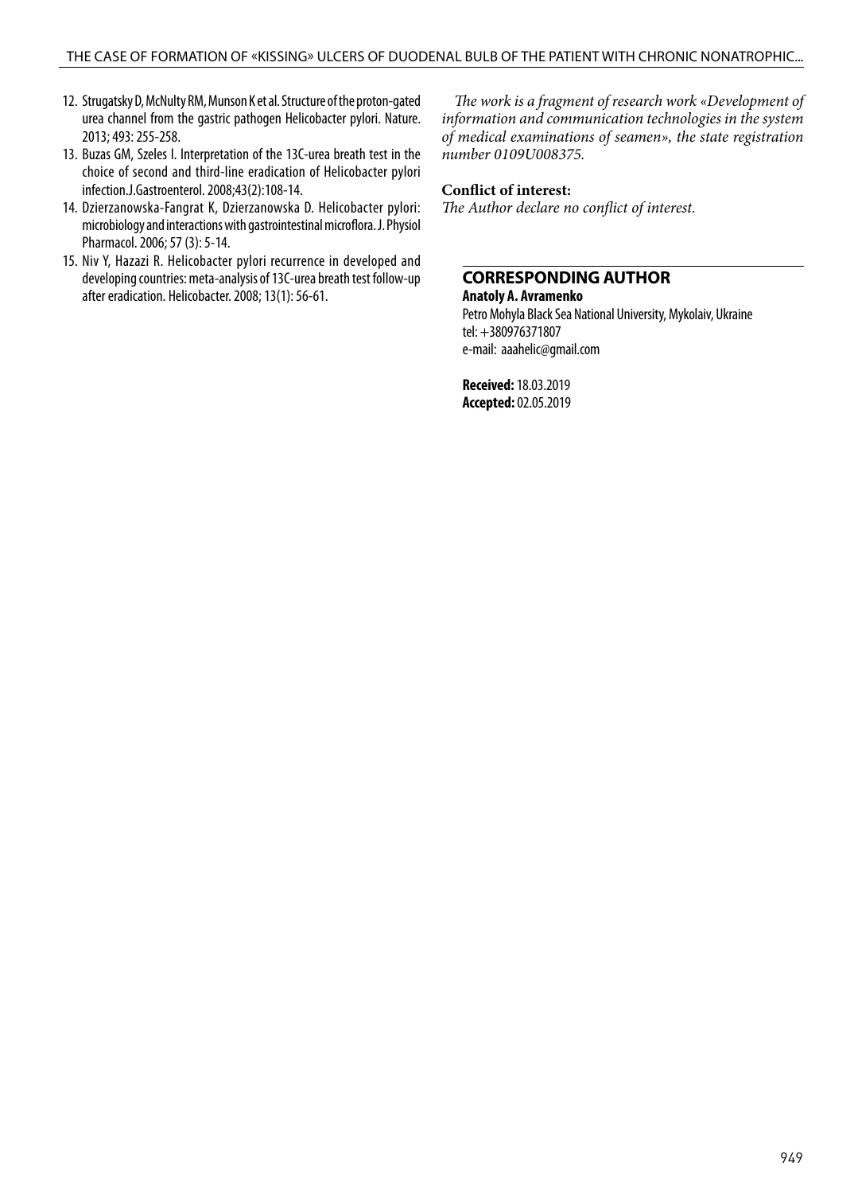12. Strugatsky D, McNulty RM, Munson K et al. Structure of the proton-gated urea channel from the gastric pathogen Helicobacter pylori. Nature. 2013; 493: 255-258.
13. Buzas GM, Szeles I. Interpretation of the 13C-urea breath test in the choice of second and third-line eradication of Helicobacter pylori infection.J.Gastroenterol. 2008;43(2):108-14.
14. Dzierzanowska-Fangrat K, Dzierzanowska D. Helicobacter pylori: microbiology and interactions with gastrointestinal microflora. J. Physiol Pharmacol. 2006; 57 (3): 5-14.
15. Niv Y, Hazazi R. Helicobacter pylori recurrence in developed and developing countries: meta-analysis of 13C-urea breath test follow-up after eradication. Helicobacter. 2008; 13(1): 56-61.

*The work is a fragment of research work «Development of information and communication technologies in the system of medical examinations of seamen», the state registration number 0109U008375.*

**Conflict of interest:**
*The Author declare no conflict of interest.*

## CORRESPONDING AUTHOR

**Anatoly A. Avramenko**
Petro Mohyla Black Sea National University, Mykolaiv, Ukraine
tel: +380976371807
e-mail: aaahelic@gmail.com

**Received:** 18.03.2019
**Accepted:** 02.05.2019